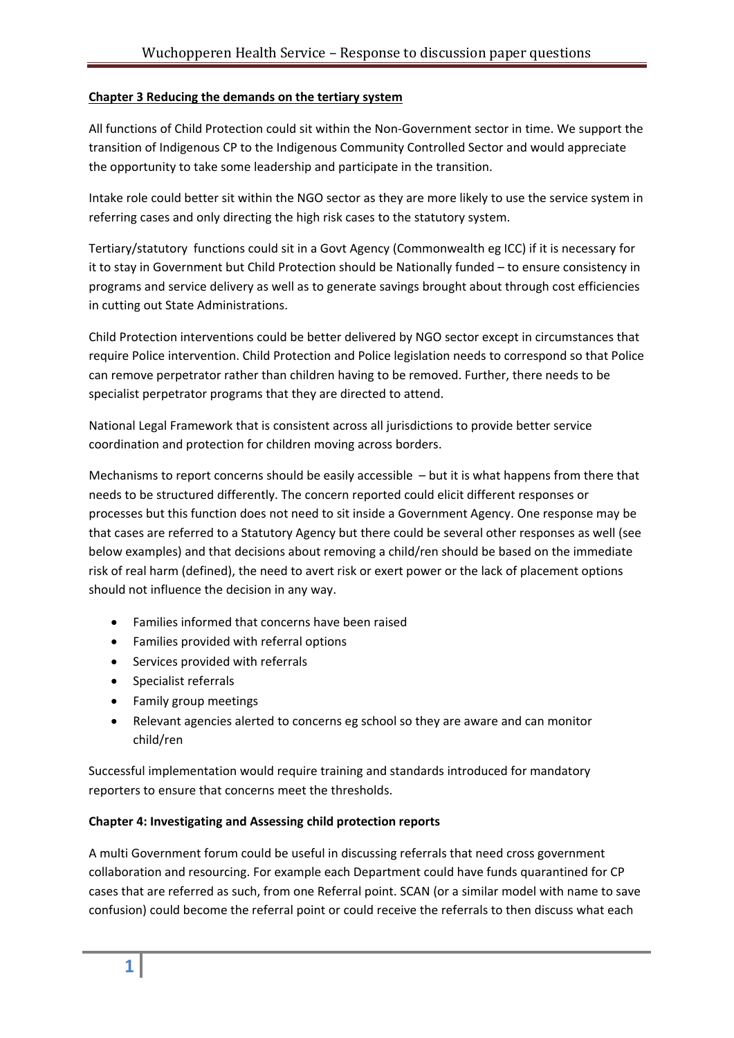**Chapter 3 Reducing the demands on the tertiary system**

All functions of Child Protection could sit within the Non-Government sector in time. We support the transition of Indigenous CP to the Indigenous Community Controlled Sector and would appreciate the opportunity to take some leadership and participate in the transition.

Intake role could better sit within the NGO sector as they are more likely to use the service system in referring cases and only directing the high risk cases to the statutory system.

Tertiary/statutory functions could sit in a Govt Agency (Commonwealth eg ICC) if it is necessary for it to stay in Government but Child Protection should be Nationally funded – to ensure consistency in programs and service delivery as well as to generate savings brought about through cost efficiencies in cutting out State Administrations.

Child Protection interventions could be better delivered by NGO sector except in circumstances that require Police intervention. Child Protection and Police legislation needs to correspond so that Police can remove perpetrator rather than children having to be removed. Further, there needs to be specialist perpetrator programs that they are directed to attend.

National Legal Framework that is consistent across all jurisdictions to provide better service coordination and protection for children moving across borders.

Mechanisms to report concerns should be easily accessible – but it is what happens from there that needs to be structured differently. The concern reported could elicit different responses or processes but this function does not need to sit inside a Government Agency. One response may be that cases are referred to a Statutory Agency but there could be several other responses as well (see below examples) and that decisions about removing a child/ren should be based on the immediate risk of real harm (defined), the need to avert risk or exert power or the lack of placement options should not influence the decision in any way.

- Families informed that concerns have been raised
- Families provided with referral options
- Services provided with referrals
- Specialist referrals
- Family group meetings
- Relevant agencies alerted to concerns eg school so they are aware and can monitor child/ren

Successful implementation would require training and standards introduced for mandatory reporters to ensure that concerns meet the thresholds.

**Chapter 4: Investigating and Assessing child protection reports**

A multi Government forum could be useful in discussing referrals that need cross government collaboration and resourcing. For example each Department could have funds quarantined for CP cases that are referred as such, from one Referral point. SCAN (or a similar model with name to save confusion) could become the referral point or could receive the referrals to then discuss what each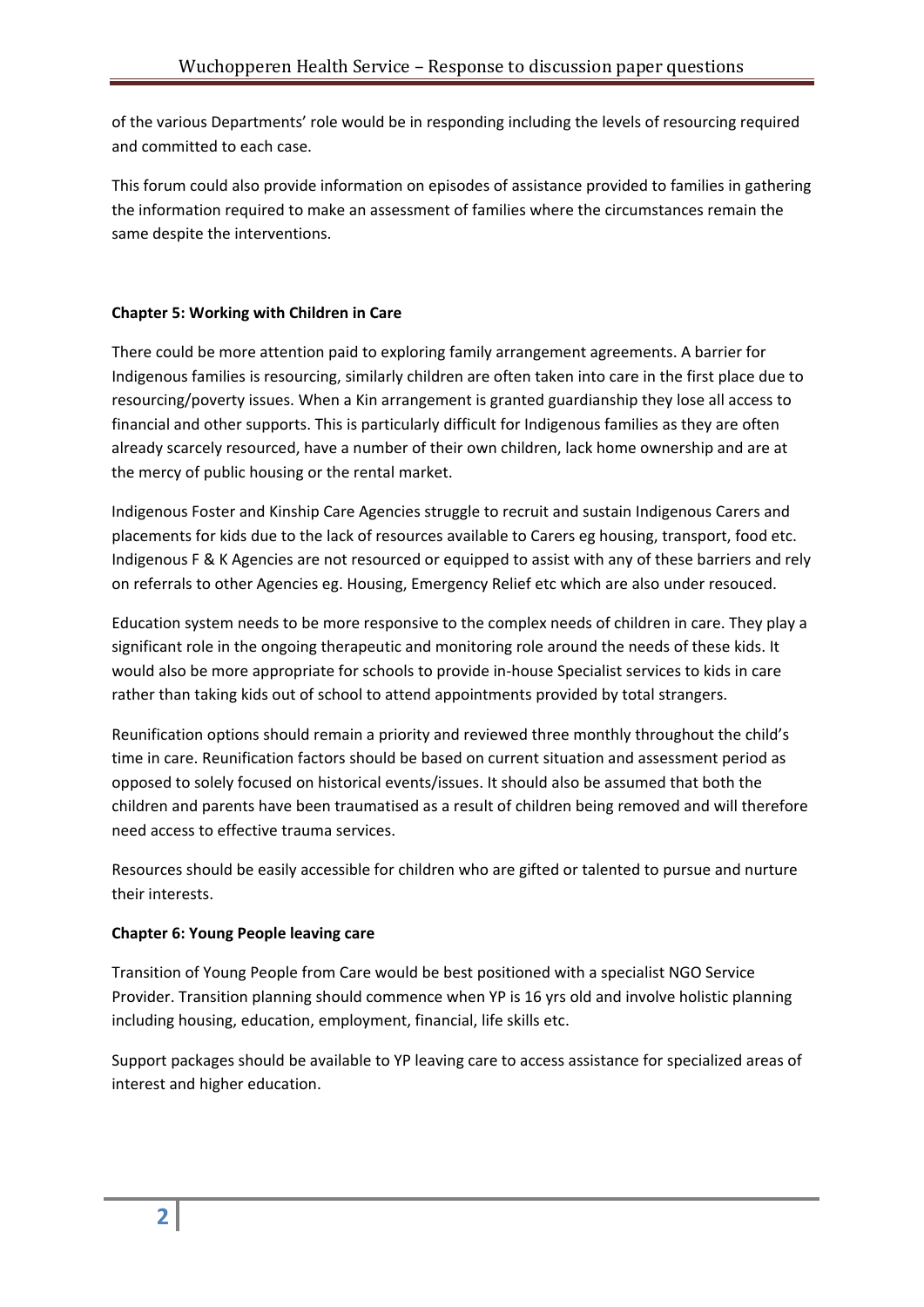of the various Departments' role would be in responding including the levels of resourcing required and committed to each case.

This forum could also provide information on episodes of assistance provided to families in gathering the information required to make an assessment of families where the circumstances remain the same despite the interventions.

**Chapter 5: Working with Children in Care**

There could be more attention paid to exploring family arrangement agreements. A barrier for Indigenous families is resourcing, similarly children are often taken into care in the first place due to resourcing/poverty issues. When a Kin arrangement is granted guardianship they lose all access to financial and other supports. This is particularly difficult for Indigenous families as they are often already scarcely resourced, have a number of their own children, lack home ownership and are at the mercy of public housing or the rental market.

Indigenous Foster and Kinship Care Agencies struggle to recruit and sustain Indigenous Carers and placements for kids due to the lack of resources available to Carers eg housing, transport, food etc. Indigenous F & K Agencies are not resourced or equipped to assist with any of these barriers and rely on referrals to other Agencies eg. Housing, Emergency Relief etc which are also under resouced.

Education system needs to be more responsive to the complex needs of children in care. They play a significant role in the ongoing therapeutic and monitoring role around the needs of these kids. It would also be more appropriate for schools to provide in-house Specialist services to kids in care rather than taking kids out of school to attend appointments provided by total strangers.

Reunification options should remain a priority and reviewed three monthly throughout the child's time in care. Reunification factors should be based on current situation and assessment period as opposed to solely focused on historical events/issues. It should also be assumed that both the children and parents have been traumatised as a result of children being removed and will therefore need access to effective trauma services.

Resources should be easily accessible for children who are gifted or talented to pursue and nurture their interests.

**Chapter 6: Young People leaving care**

Transition of Young People from Care would be best positioned with a specialist NGO Service Provider. Transition planning should commence when YP is 16 yrs old and involve holistic planning including housing, education, employment, financial, life skills etc.

Support packages should be available to YP leaving care to access assistance for specialized areas of interest and higher education.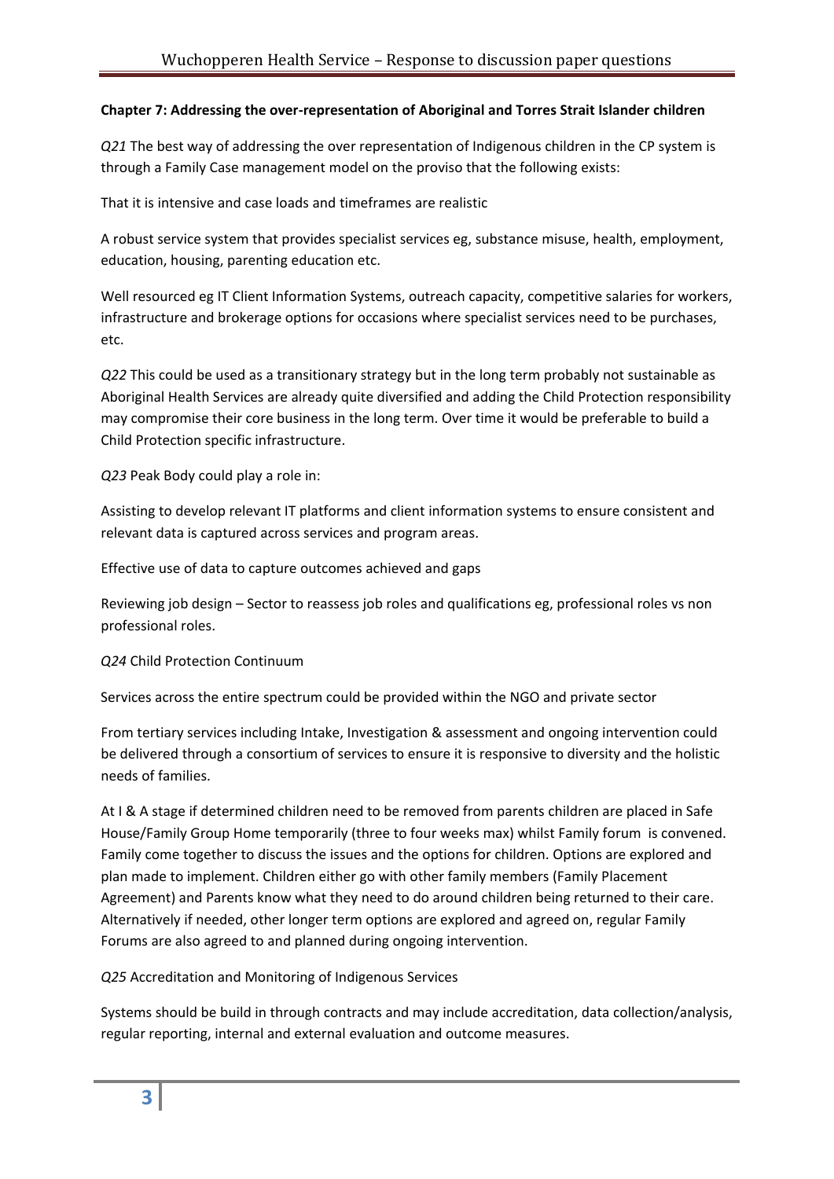**Chapter 7: Addressing the over-representation of Aboriginal and Torres Strait Islander children**

*Q21* The best way of addressing the over representation of Indigenous children in the CP system is through a Family Case management model on the proviso that the following exists:

That it is intensive and case loads and timeframes are realistic

A robust service system that provides specialist services eg, substance misuse, health, employment, education, housing, parenting education etc.

Well resourced eg IT Client Information Systems, outreach capacity, competitive salaries for workers, infrastructure and brokerage options for occasions where specialist services need to be purchases, etc.

*Q22* This could be used as a transitionary strategy but in the long term probably not sustainable as Aboriginal Health Services are already quite diversified and adding the Child Protection responsibility may compromise their core business in the long term. Over time it would be preferable to build a Child Protection specific infrastructure.

*Q23* Peak Body could play a role in:

Assisting to develop relevant IT platforms and client information systems to ensure consistent and relevant data is captured across services and program areas.

Effective use of data to capture outcomes achieved and gaps

Reviewing job design – Sector to reassess job roles and qualifications eg, professional roles vs non professional roles.

*Q24* Child Protection Continuum

Services across the entire spectrum could be provided within the NGO and private sector

From tertiary services including Intake, Investigation & assessment and ongoing intervention could be delivered through a consortium of services to ensure it is responsive to diversity and the holistic needs of families.

At I & A stage if determined children need to be removed from parents children are placed in Safe House/Family Group Home temporarily (three to four weeks max) whilst Family forum is convened. Family come together to discuss the issues and the options for children. Options are explored and plan made to implement. Children either go with other family members (Family Placement Agreement) and Parents know what they need to do around children being returned to their care. Alternatively if needed, other longer term options are explored and agreed on, regular Family Forums are also agreed to and planned during ongoing intervention.

*Q25* Accreditation and Monitoring of Indigenous Services

Systems should be build in through contracts and may include accreditation, data collection/analysis, regular reporting, internal and external evaluation and outcome measures.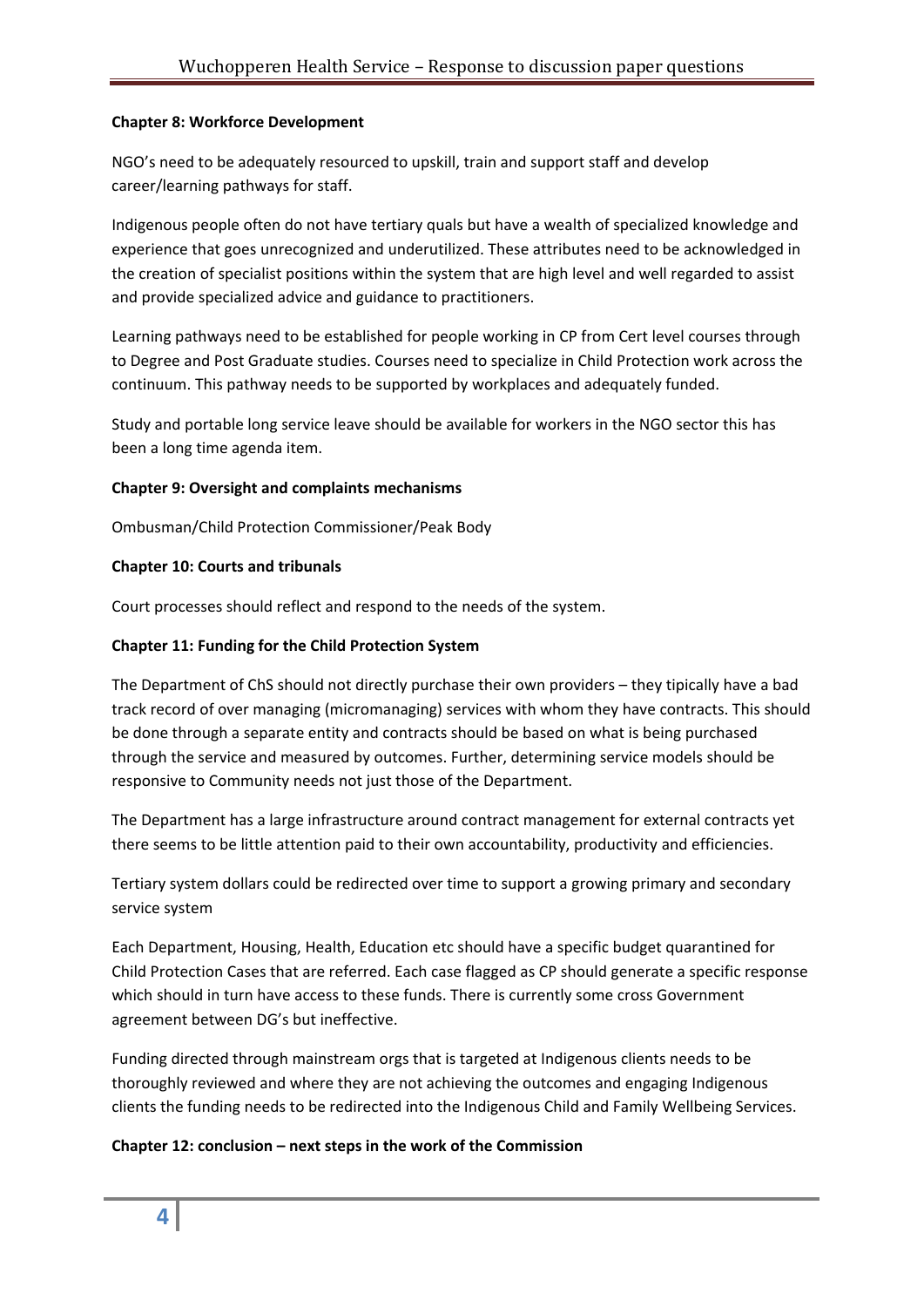**Chapter 8: Workforce Development**

NGO's need to be adequately resourced to upskill, train and support staff and develop career/learning pathways for staff.

Indigenous people often do not have tertiary quals but have a wealth of specialized knowledge and experience that goes unrecognized and underutilized. These attributes need to be acknowledged in the creation of specialist positions within the system that are high level and well regarded to assist and provide specialized advice and guidance to practitioners.

Learning pathways need to be established for people working in CP from Cert level courses through to Degree and Post Graduate studies. Courses need to specialize in Child Protection work across the continuum. This pathway needs to be supported by workplaces and adequately funded.

Study and portable long service leave should be available for workers in the NGO sector this has been a long time agenda item.

**Chapter 9: Oversight and complaints mechanisms**

Ombusman/Child Protection Commissioner/Peak Body

**Chapter 10: Courts and tribunals**

Court processes should reflect and respond to the needs of the system.

**Chapter 11: Funding for the Child Protection System**

The Department of ChS should not directly purchase their own providers – they tipically have a bad track record of over managing (micromanaging) services with whom they have contracts. This should be done through a separate entity and contracts should be based on what is being purchased through the service and measured by outcomes. Further, determining service models should be responsive to Community needs not just those of the Department.

The Department has a large infrastructure around contract management for external contracts yet there seems to be little attention paid to their own accountability, productivity and efficiencies.

Tertiary system dollars could be redirected over time to support a growing primary and secondary service system

Each Department, Housing, Health, Education etc should have a specific budget quarantined for Child Protection Cases that are referred. Each case flagged as CP should generate a specific response which should in turn have access to these funds. There is currently some cross Government agreement between DG's but ineffective.

Funding directed through mainstream orgs that is targeted at Indigenous clients needs to be thoroughly reviewed and where they are not achieving the outcomes and engaging Indigenous clients the funding needs to be redirected into the Indigenous Child and Family Wellbeing Services.

**Chapter 12: conclusion – next steps in the work of the Commission**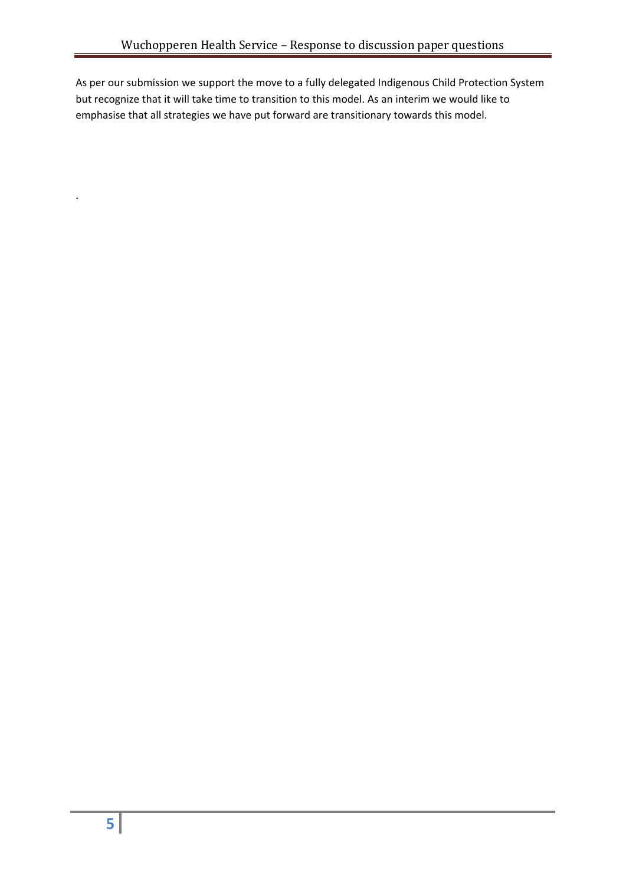As per our submission we support the move to a fully delegated Indigenous Child Protection System but recognize that it will take time to transition to this model. As an interim we would like to emphasise that all strategies we have put forward are transitionary towards this model.

.